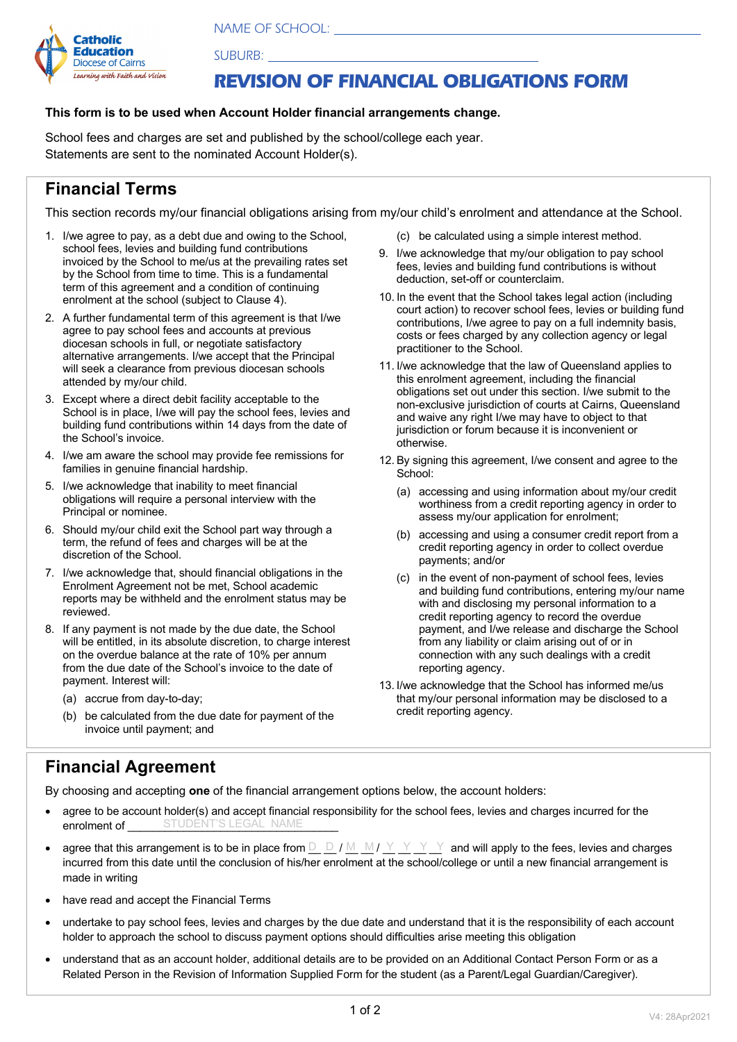Catholic Education Diocese of Cairns
*Learning with Faith and Vision*

NAME OF SCHOOL: ____________________________________________

SUBURB: ____________________________________

# REVISION OF FINANCIAL OBLIGATIONS FORM

**This form is to be used when Account Holder financial arrangements change.**

School fees and charges are set and published by the school/college each year.
Statements are sent to the nominated Account Holder(s).

## Financial Terms

This section records my/our financial obligations arising from my/our child's enrolment and attendance at the School.

1. I/we agree to pay, as a debt due and owing to the School, school fees, levies and building fund contributions invoiced by the School to me/us at the prevailing rates set by the School from time to time. This is a fundamental term of this agreement and a condition of continuing enrolment at the school (subject to Clause 4).
2. A further fundamental term of this agreement is that I/we agree to pay school fees and accounts at previous diocesan schools in full, or negotiate satisfactory alternative arrangements. I/we accept that the Principal will seek a clearance from previous diocesan schools attended by my/our child.
3. Except where a direct debit facility acceptable to the School is in place, I/we will pay the school fees, levies and building fund contributions within 14 days from the date of the School's invoice.
4. I/we am aware the school may provide fee remissions for families in genuine financial hardship.
5. I/we acknowledge that inability to meet financial obligations will require a personal interview with the Principal or nominee.
6. Should my/our child exit the School part way through a term, the refund of fees and charges will be at the discretion of the School.
7. I/we acknowledge that, should financial obligations in the Enrolment Agreement not be met, School academic reports may be withheld and the enrolment status may be reviewed.
8. If any payment is not made by the due date, the School will be entitled, in its absolute discretion, to charge interest on the overdue balance at the rate of 10% per annum from the due date of the School's invoice to the date of payment. Interest will:
   (a) accrue from day-to-day;
   (b) be calculated from the due date for payment of the invoice until payment; and
   (c) be calculated using a simple interest method.
9. I/we acknowledge that my/our obligation to pay school fees, levies and building fund contributions is without deduction, set-off or counterclaim.
10. In the event that the School takes legal action (including court action) to recover school fees, levies or building fund contributions, I/we agree to pay on a full indemnity basis, costs or fees charged by any collection agency or legal practitioner to the School.
11. I/we acknowledge that the law of Queensland applies to this enrolment agreement, including the financial obligations set out under this section. I/we submit to the non-exclusive jurisdiction of courts at Cairns, Queensland and waive any right I/we may have to object to that jurisdiction or forum because it is inconvenient or otherwise.
12. By signing this agreement, I/we consent and agree to the School:
    (a) accessing and using information about my/our credit worthiness from a credit reporting agency in order to assess my/our application for enrolment;
    (b) accessing and using a consumer credit report from a credit reporting agency in order to collect overdue payments; and/or
    (c) in the event of non-payment of school fees, levies and building fund contributions, entering my/our name with and disclosing my personal information to a credit reporting agency to record the overdue payment, and I/we release and discharge the School from any liability or claim arising out of or in connection with any such dealings with a credit reporting agency.
13. I/we acknowledge that the School has informed me/us that my/our personal information may be disclosed to a credit reporting agency.

## Financial Agreement

By choosing and accepting **one** of the financial arrangement options below, the account holders:

- agree to be account holder(s) and accept financial responsibility for the school fees, levies and charges incurred for the enrolment of ______STUDENT'S LEGAL NAME______
- agree that this arrangement is to be in place from D D / M M / Y Y Y Y and will apply to the fees, levies and charges incurred from this date until the conclusion of his/her enrolment at the school/college or until a new financial arrangement is made in writing
- have read and accept the Financial Terms
- undertake to pay school fees, levies and charges by the due date and understand that it is the responsibility of each account holder to approach the school to discuss payment options should difficulties arise meeting this obligation
- understand that as an account holder, additional details are to be provided on an Additional Contact Person Form or as a Related Person in the Revision of Information Supplied Form for the student (as a Parent/Legal Guardian/Caregiver).

V4: 28Apr2021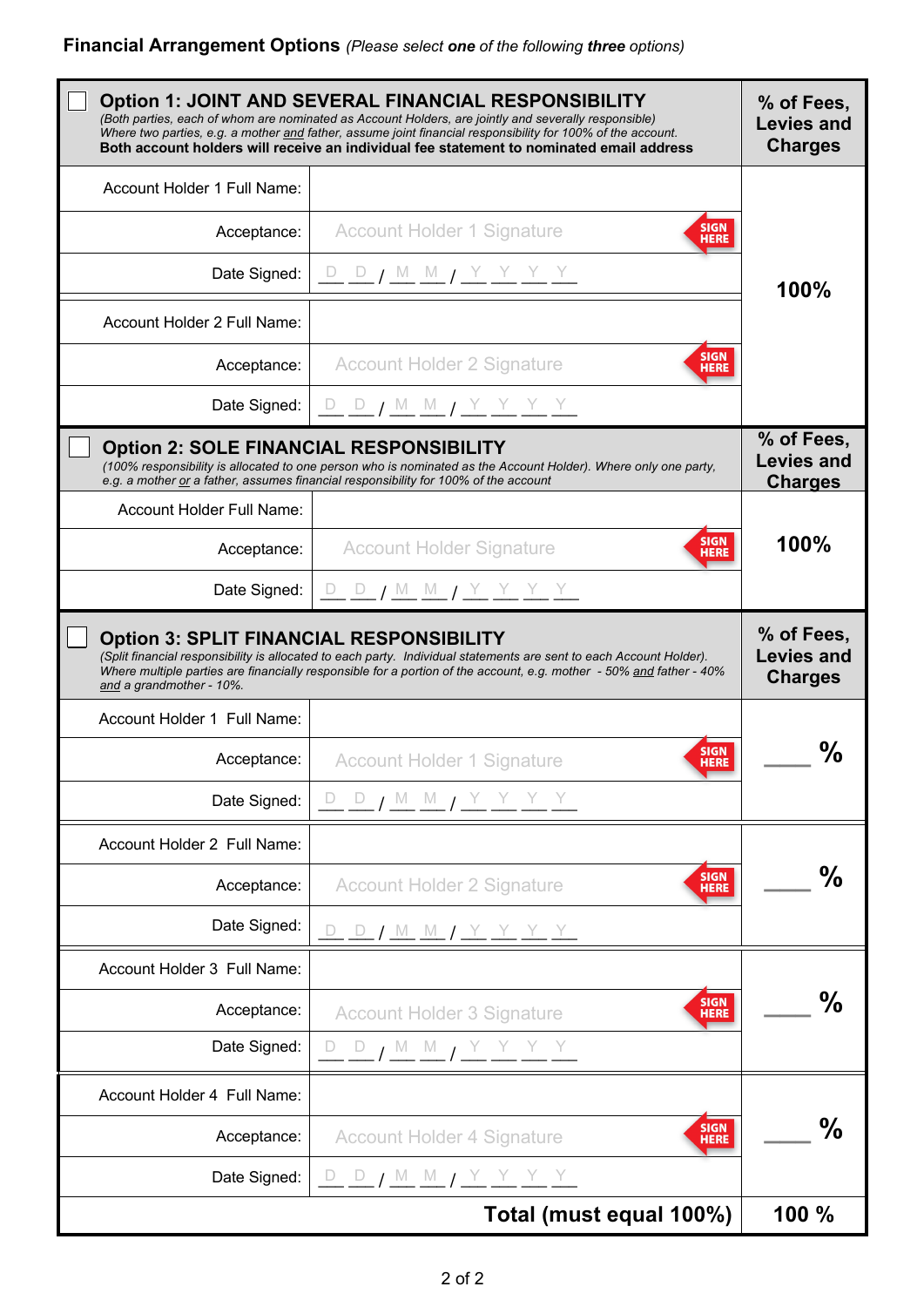**Financial Arrangement Options** *(Please select **one** of the following **three** options)*

| | | % of Fees, Levies and Charges |
|---|---|---|
| ☐ **Option 1: JOINT AND SEVERAL FINANCIAL RESPONSIBILITY** *(Both parties, each of whom are nominated as Account Holders, are jointly and severally responsible) Where two parties, e.g. a mother and father, assume joint financial responsibility for 100% of the account.* **Both account holders will receive an individual fee statement to nominated email address** | | |
| Account Holder 1 Full Name: | | **100%** |
| Acceptance: | Account Holder 1 Signature SIGN HERE | |
| Date Signed: | D D / M M / Y Y Y Y | |
| Account Holder 2 Full Name: | | |
| Acceptance: | Account Holder 2 Signature SIGN HERE | |
| Date Signed: | D D / M M / Y Y Y Y | |
| ☐ **Option 2: SOLE FINANCIAL RESPONSIBILITY** *(100% responsibility is allocated to one person who is nominated as the Account Holder). Where only one party, e.g. a mother or a father, assumes financial responsibility for 100% of the account* | | **% of Fees, Levies and Charges** |
| Account Holder Full Name: | | **100%** |
| Acceptance: | Account Holder Signature SIGN HERE | |
| Date Signed: | D D / M M / Y Y Y Y | |
| ☐ **Option 3: SPLIT FINANCIAL RESPONSIBILITY** *(Split financial responsibility is allocated to each party. Individual statements are sent to each Account Holder). Where multiple parties are financially responsible for a portion of the account, e.g. mother - 50% and father - 40% and a grandmother - 10%.* | | **% of Fees, Levies and Charges** |
| Account Holder 1 Full Name: | | ____ % |
| Acceptance: | Account Holder 1 Signature SIGN HERE | |
| Date Signed: | D D / M M / Y Y Y Y | |
| Account Holder 2 Full Name: | | ____ % |
| Acceptance: | Account Holder 2 Signature SIGN HERE | |
| Date Signed: | D D / M M / Y Y Y Y | |
| Account Holder 3 Full Name: | | ____ % |
| Acceptance: | Account Holder 3 Signature SIGN HERE | |
| Date Signed: | D D / M M / Y Y Y Y | |
| Account Holder 4 Full Name: | | ____ % |
| Acceptance: | Account Holder 4 Signature SIGN HERE | |
| Date Signed: | D D / M M / Y Y Y Y | |
| | **Total (must equal 100%)** | **100 %** |